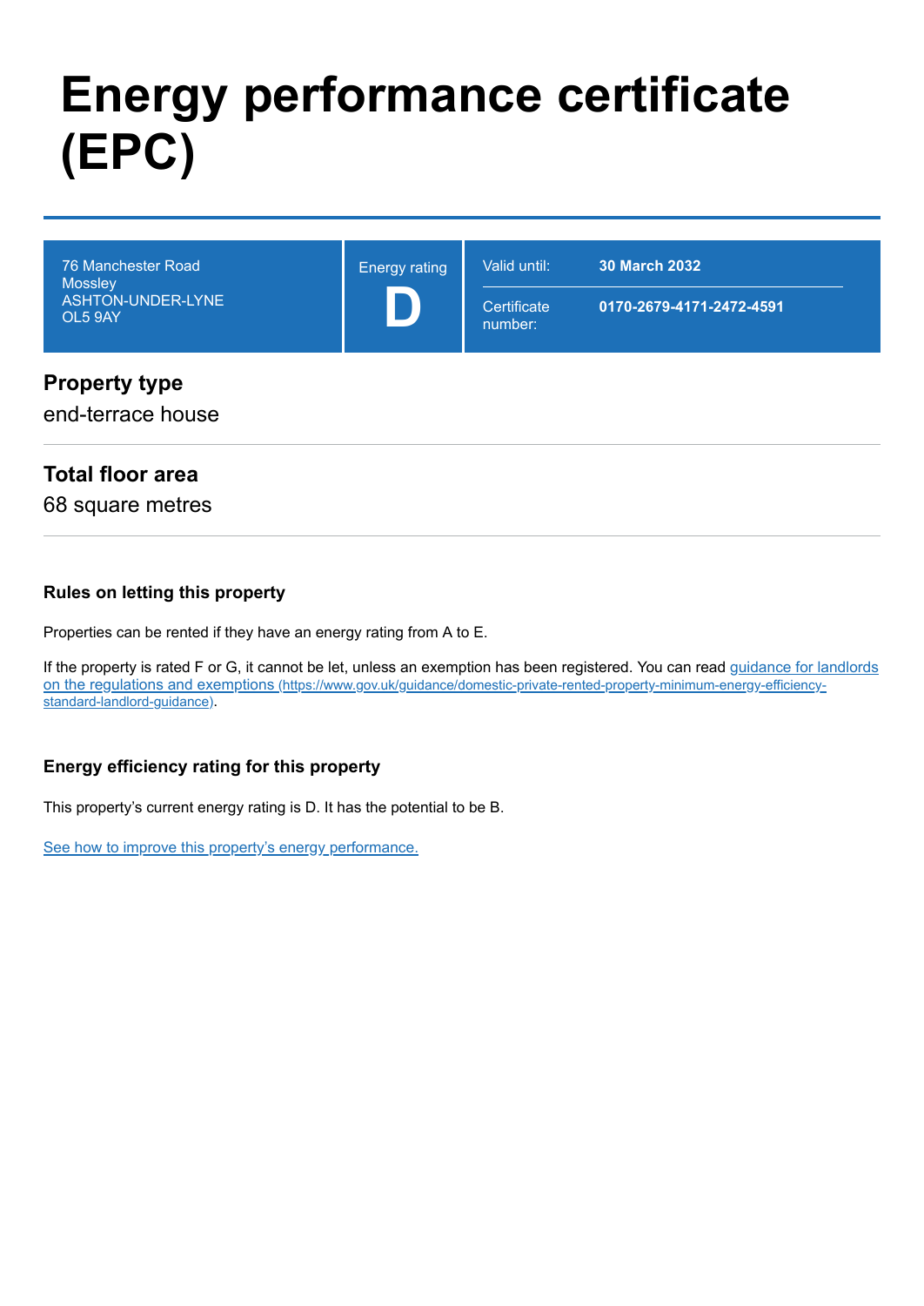# Energy performance certificate (EPC)

| | | | |
|---|---|---|---|
| 76 Manchester Road<br>Mossley<br>ASHTON-UNDER-LYNE<br>OL5 9AY | Energy rating<br>**D** | Valid until: | **30 March 2032** |
| | | Certificate number: | **0170-2679-4171-2472-4591** |

## Property type

end-terrace house

## Total floor area

68 square metres

### Rules on letting this property

Properties can be rented if they have an energy rating from A to E.

If the property is rated F or G, it cannot be let, unless an exemption has been registered. You can read [guidance for landlords on the regulations and exemptions (https://www.gov.uk/guidance/domestic-private-rented-property-minimum-energy-efficiency-standard-landlord-guidance)](https://www.gov.uk/guidance/domestic-private-rented-property-minimum-energy-efficiency-standard-landlord-guidance).

### Energy efficiency rating for this property

This property's current energy rating is D. It has the potential to be B.

See how to improve this property's energy performance.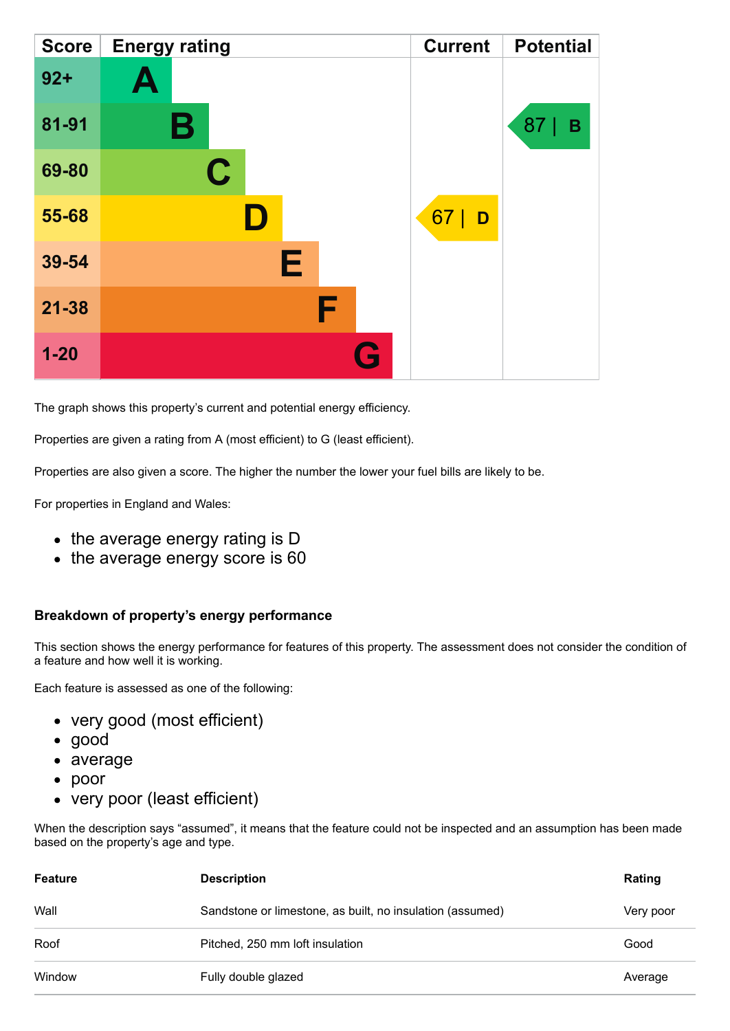| Score | Energy rating | Current | Potential |
| --- | --- | --- | --- |
| 92+ | A | | |
| 81-91 | B | | 87 \| B |
| 69-80 | C | | |
| 55-68 | D | 67 \| D | |
| 39-54 | E | | |
| 21-38 | F | | |
| 1-20 | G | | |

The graph shows this property's current and potential energy efficiency.

Properties are given a rating from A (most efficient) to G (least efficient).

Properties are also given a score. The higher the number the lower your fuel bills are likely to be.

For properties in England and Wales:

- the average energy rating is D
- the average energy score is 60

### Breakdown of property's energy performance

This section shows the energy performance for features of this property. The assessment does not consider the condition of a feature and how well it is working.

Each feature is assessed as one of the following:

- very good (most efficient)
- good
- average
- poor
- very poor (least efficient)

When the description says "assumed", it means that the feature could not be inspected and an assumption has been made based on the property's age and type.

| Feature | Description | Rating |
| --- | --- | --- |
| Wall | Sandstone or limestone, as built, no insulation (assumed) | Very poor |
| Roof | Pitched, 250 mm loft insulation | Good |
| Window | Fully double glazed | Average |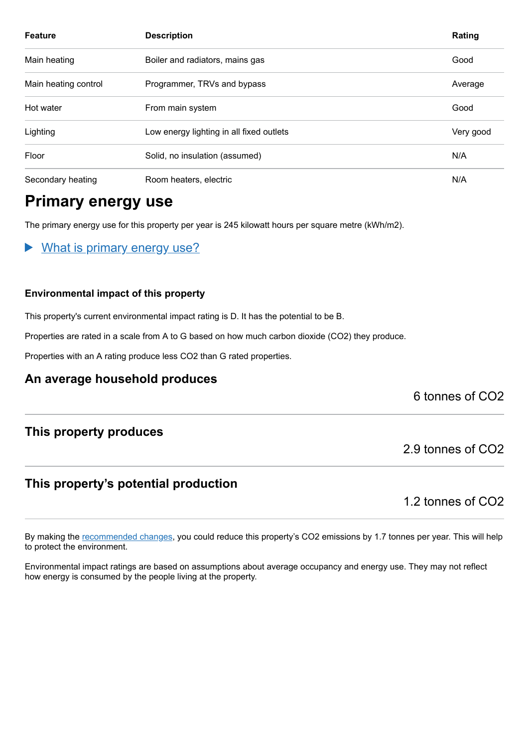| Feature | Description | Rating |
| --- | --- | --- |
| Main heating | Boiler and radiators, mains gas | Good |
| Main heating control | Programmer, TRVs and bypass | Average |
| Hot water | From main system | Good |
| Lighting | Low energy lighting in all fixed outlets | Very good |
| Floor | Solid, no insulation (assumed) | N/A |
| Secondary heating | Room heaters, electric | N/A |

## Primary energy use

The primary energy use for this property per year is 245 kilowatt hours per square metre (kWh/m2).

▶ What is primary energy use?

### Environmental impact of this property

This property's current environmental impact rating is D. It has the potential to be B.

Properties are rated in a scale from A to G based on how much carbon dioxide ($CO_2$) they produce.

Properties with an A rating produce less $CO_2$ than G rated properties.

### An average household produces

6 tonnes of $CO_2$

### This property produces

2.9 tonnes of $CO_2$

### This property's potential production

1.2 tonnes of $CO_2$

By making the recommended changes, you could reduce this property's $CO_2$ emissions by 1.7 tonnes per year. This will help to protect the environment.

Environmental impact ratings are based on assumptions about average occupancy and energy use. They may not reflect how energy is consumed by the people living at the property.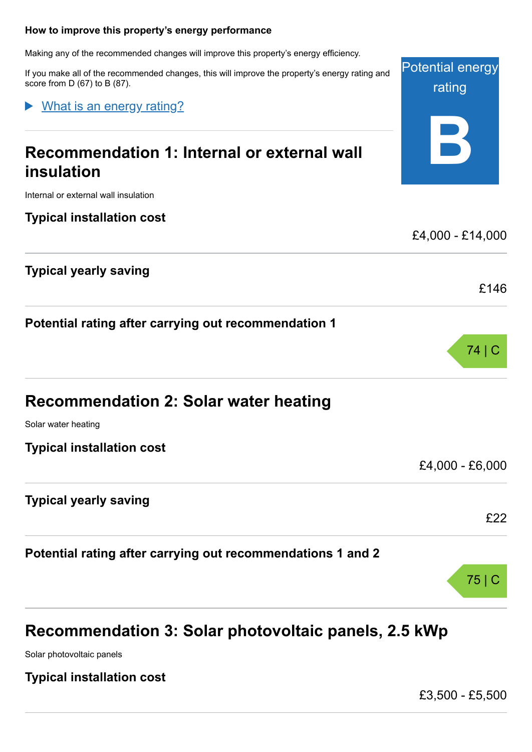## How to improve this property's energy performance

Making any of the recommended changes will improve this property's energy efficiency.

If you make all of the recommended changes, this will improve the property's energy rating and score from D (67) to B (87).

Potential energy rating

**B**

▶ What is an energy rating?

## Recommendation 1: Internal or external wall insulation

Internal or external wall insulation

**Typical installation cost**

£4,000 - £14,000

**Typical yearly saving**

£146

**Potential rating after carrying out recommendation 1**

74 | C

## Recommendation 2: Solar water heating

Solar water heating

**Typical installation cost**

£4,000 - £6,000

**Typical yearly saving**

£22

**Potential rating after carrying out recommendations 1 and 2**

75 | C

## Recommendation 3: Solar photovoltaic panels, 2.5 kWp

Solar photovoltaic panels

**Typical installation cost**

£3,500 - £5,500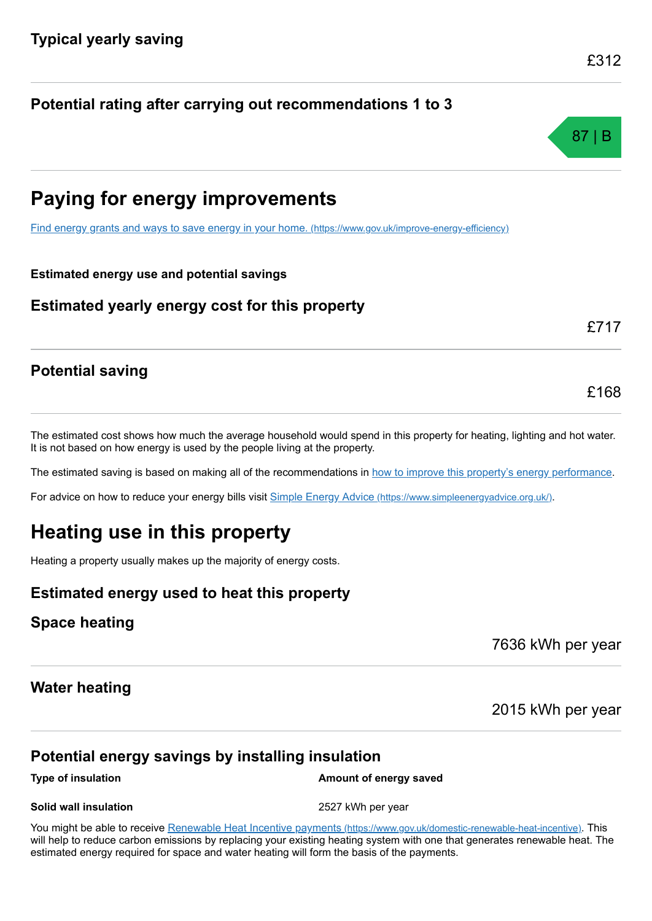### Typical yearly saving

£312

### Potential rating after carrying out recommendations 1 to 3

87 | B

## Paying for energy improvements

[Find energy grants and ways to save energy in your home. (https://www.gov.uk/improve-energy-efficiency)](https://www.gov.uk/improve-energy-efficiency)

**Estimated energy use and potential savings**

### Estimated yearly energy cost for this property

£717

### Potential saving

£168

The estimated cost shows how much the average household would spend in this property for heating, lighting and hot water. It is not based on how energy is used by the people living at the property.

The estimated saving is based on making all of the recommendations in how to improve this property's energy performance.

For advice on how to reduce your energy bills visit [Simple Energy Advice (https://www.simpleenergyadvice.org.uk/)](https://www.simpleenergyadvice.org.uk/).

## Heating use in this property

Heating a property usually makes up the majority of energy costs.

### Estimated energy used to heat this property

### Space heating

7636 kWh per year

### Water heating

2015 kWh per year

### Potential energy savings by installing insulation

| Type of insulation | Amount of energy saved |
| --- | --- |
| **Solid wall insulation** | 2527 kWh per year |

You might be able to receive [Renewable Heat Incentive payments (https://www.gov.uk/domestic-renewable-heat-incentive)](https://www.gov.uk/domestic-renewable-heat-incentive). This will help to reduce carbon emissions by replacing your existing heating system with one that generates renewable heat. The estimated energy required for space and water heating will form the basis of the payments.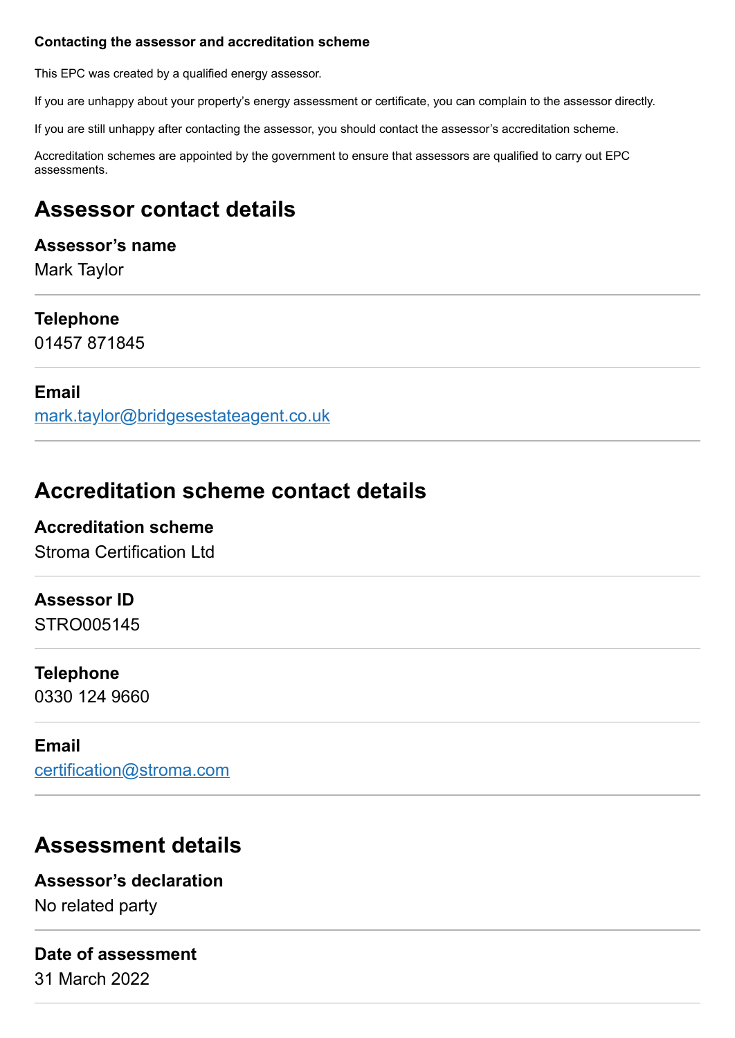**Contacting the assessor and accreditation scheme**

This EPC was created by a qualified energy assessor.

If you are unhappy about your property's energy assessment or certificate, you can complain to the assessor directly.

If you are still unhappy after contacting the assessor, you should contact the assessor's accreditation scheme.

Accreditation schemes are appointed by the government to ensure that assessors are qualified to carry out EPC assessments.

## Assessor contact details

### Assessor's name

Mark Taylor

### Telephone

01457 871845

### Email

mark.taylor@bridgesestateagent.co.uk

## Accreditation scheme contact details

### Accreditation scheme

Stroma Certification Ltd

### Assessor ID

STRO005145

### Telephone

0330 124 9660

### Email

certification@stroma.com

## Assessment details

### Assessor's declaration

No related party

### Date of assessment

31 March 2022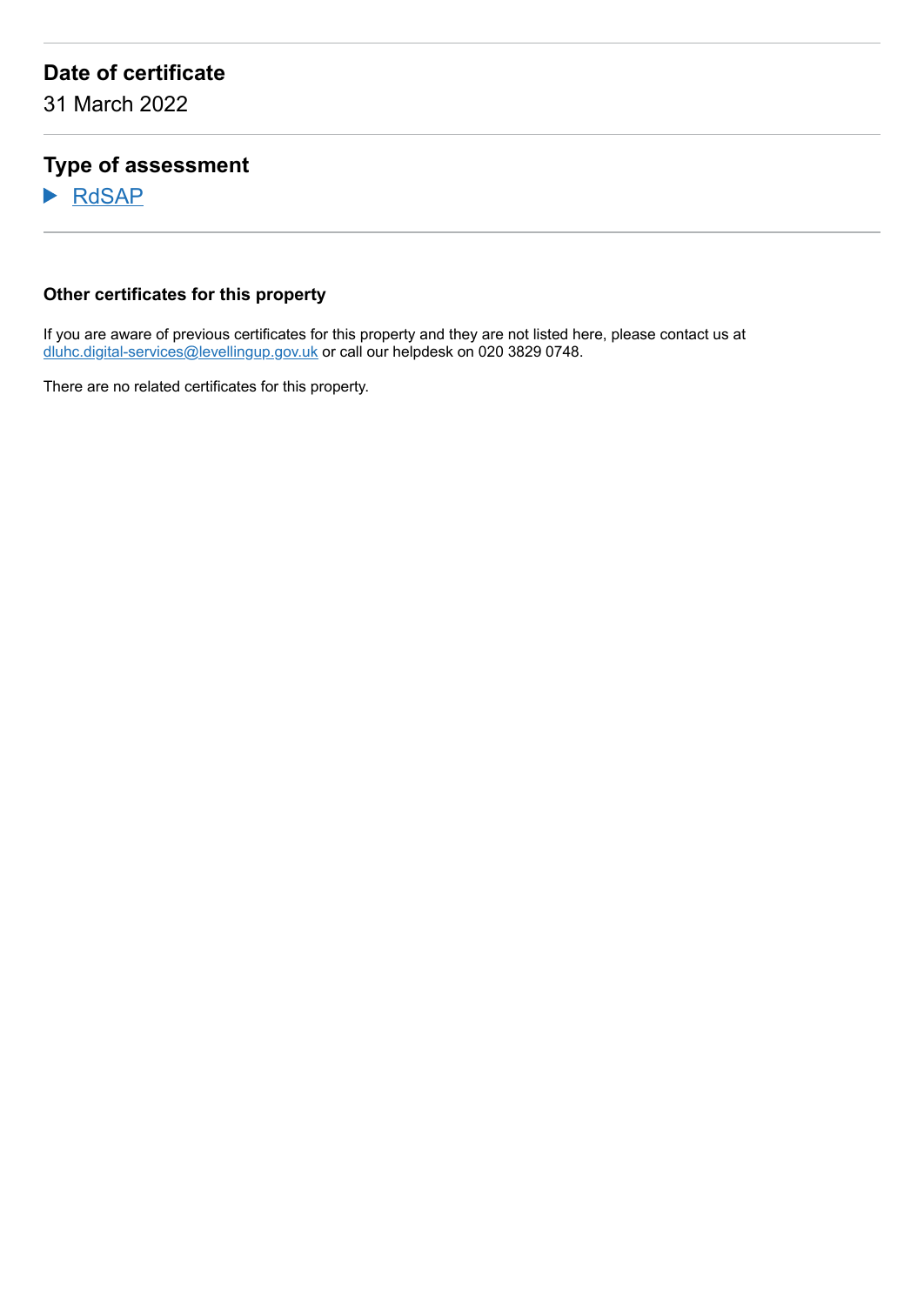## Date of certificate

31 March 2022

## Type of assessment

▶ RdSAP

### Other certificates for this property

If you are aware of previous certificates for this property and they are not listed here, please contact us at dluhc.digital-services@levellingup.gov.uk or call our helpdesk on 020 3829 0748.

There are no related certificates for this property.